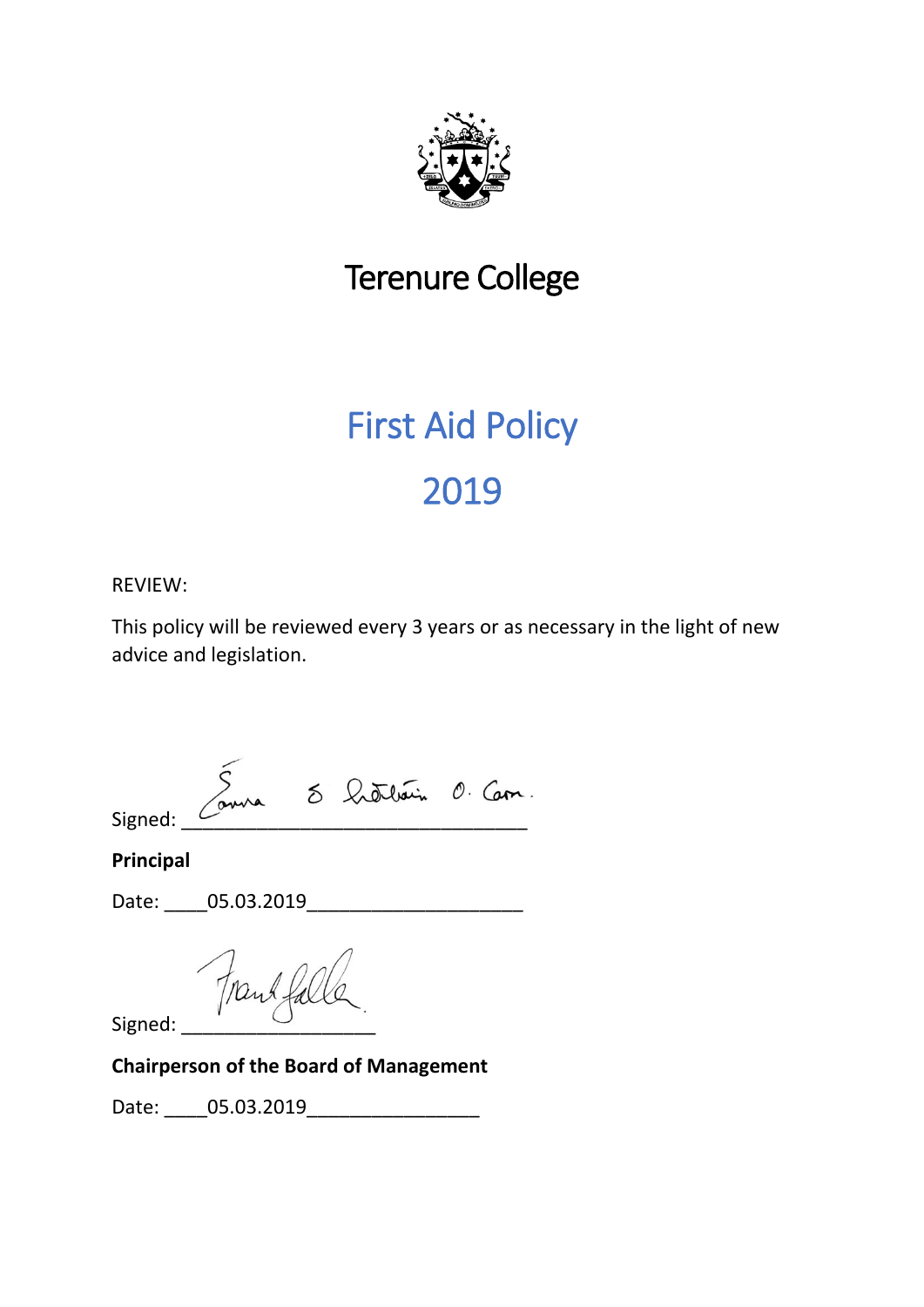# Terenure College

## First Aid Policy

## 2019

REVIEW:

This policy will be reviewed every 3 years or as necessary in the light of new advice and legislation.

Signed: ________________________________

**Principal**

Date: ____05.03.2019____________________

Signed: __________________

**Chairperson of the Board of Management**

Date: ____05.03.2019________________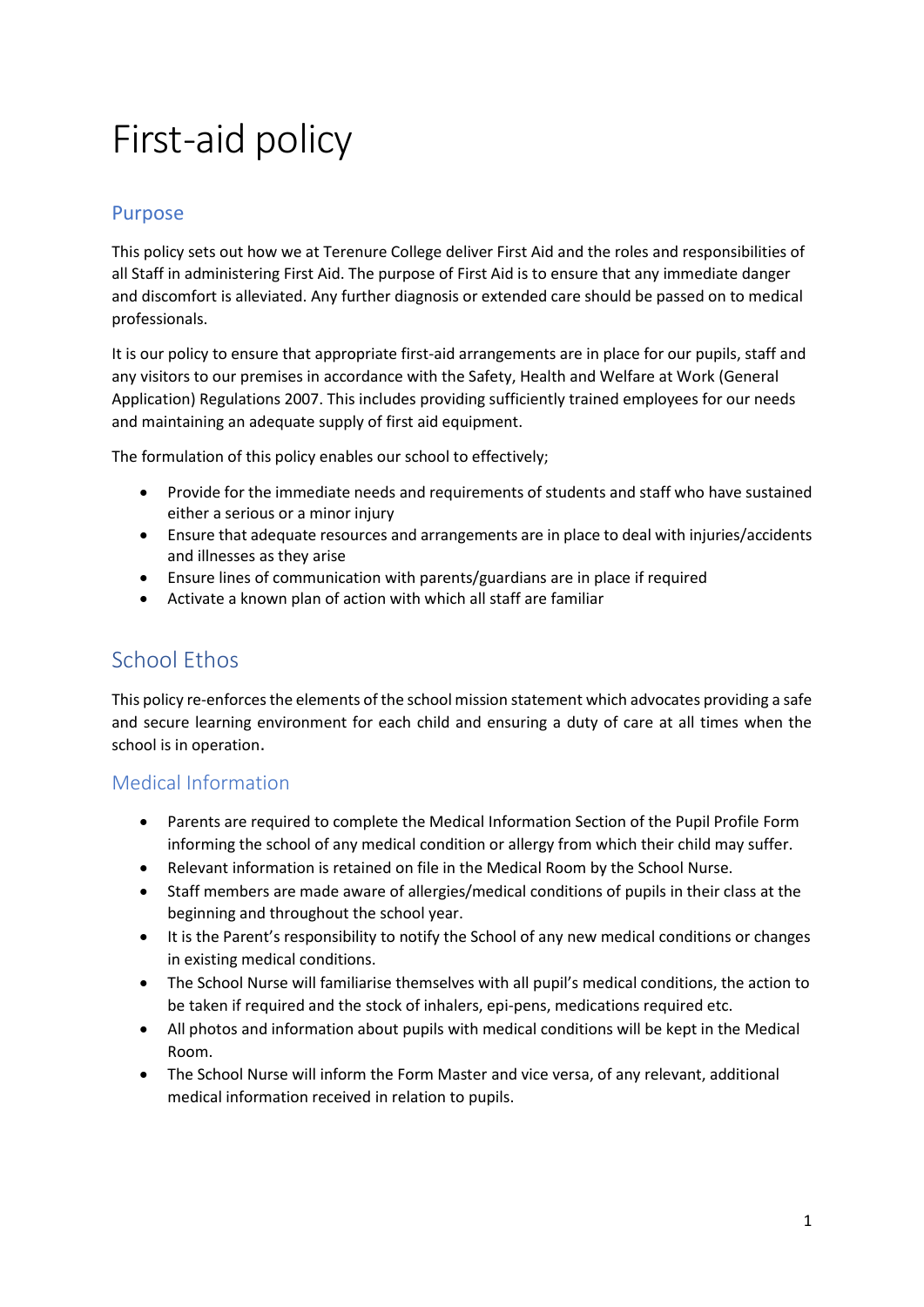# First-aid policy

## Purpose

This policy sets out how we at Terenure College deliver First Aid and the roles and responsibilities of all Staff in administering First Aid. The purpose of First Aid is to ensure that any immediate danger and discomfort is alleviated. Any further diagnosis or extended care should be passed on to medical professionals.

It is our policy to ensure that appropriate first-aid arrangements are in place for our pupils, staff and any visitors to our premises in accordance with the Safety, Health and Welfare at Work (General Application) Regulations 2007. This includes providing sufficiently trained employees for our needs and maintaining an adequate supply of first aid equipment.

The formulation of this policy enables our school to effectively;

- Provide for the immediate needs and requirements of students and staff who have sustained either a serious or a minor injury
- Ensure that adequate resources and arrangements are in place to deal with injuries/accidents and illnesses as they arise
- Ensure lines of communication with parents/guardians are in place if required
- Activate a known plan of action with which all staff are familiar

## School Ethos

This policy re-enforces the elements of the school mission statement which advocates providing a safe and secure learning environment for each child and ensuring a duty of care at all times when the school is in operation.

### Medical Information

- Parents are required to complete the Medical Information Section of the Pupil Profile Form informing the school of any medical condition or allergy from which their child may suffer.
- Relevant information is retained on file in the Medical Room by the School Nurse.
- Staff members are made aware of allergies/medical conditions of pupils in their class at the beginning and throughout the school year.
- It is the Parent's responsibility to notify the School of any new medical conditions or changes in existing medical conditions.
- The School Nurse will familiarise themselves with all pupil's medical conditions, the action to be taken if required and the stock of inhalers, epi-pens, medications required etc.
- All photos and information about pupils with medical conditions will be kept in the Medical Room.
- The School Nurse will inform the Form Master and vice versa, of any relevant, additional medical information received in relation to pupils.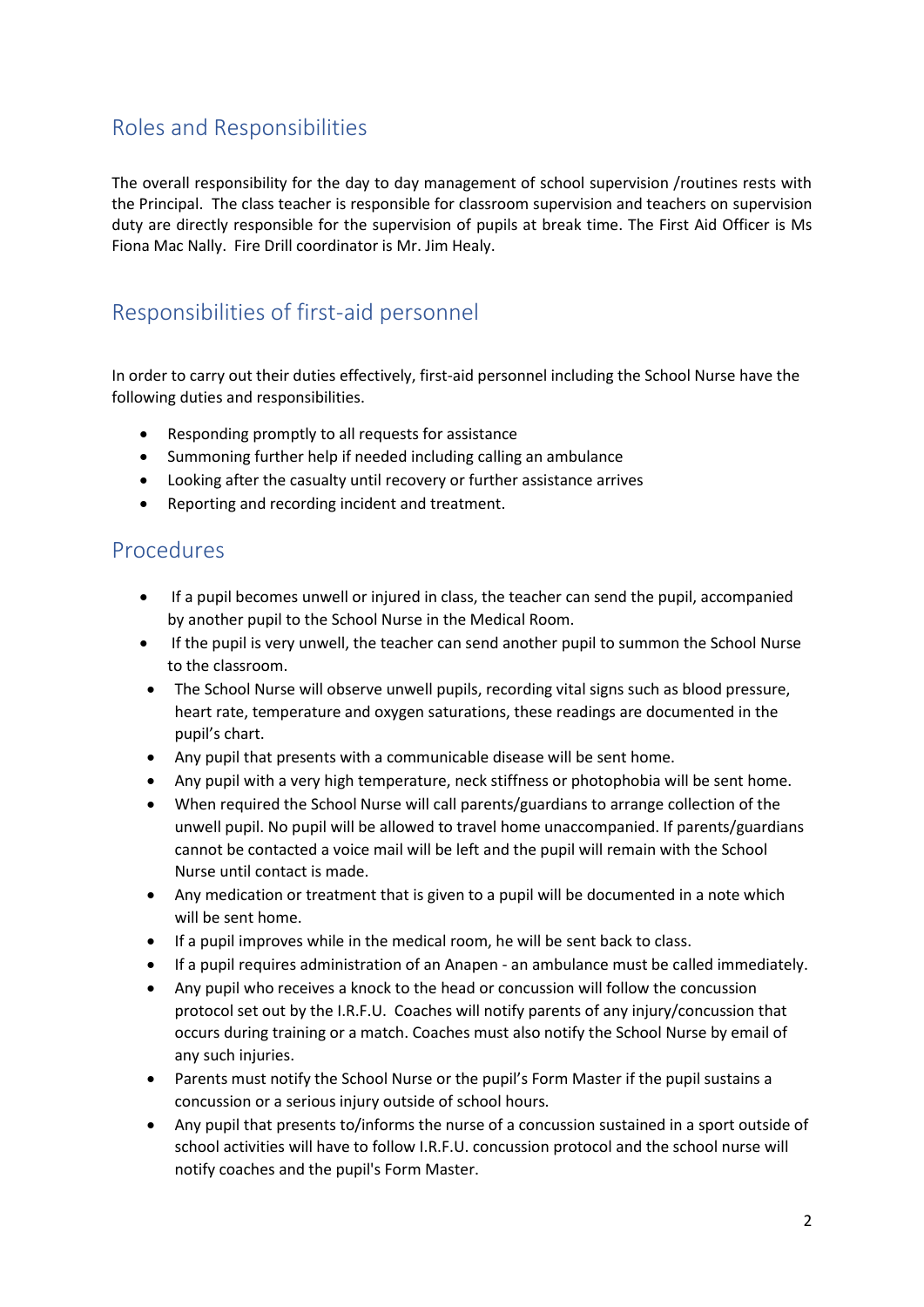## Roles and Responsibilities

The overall responsibility for the day to day management of school supervision /routines rests with the Principal. The class teacher is responsible for classroom supervision and teachers on supervision duty are directly responsible for the supervision of pupils at break time. The First Aid Officer is Ms Fiona Mac Nally. Fire Drill coordinator is Mr. Jim Healy.

## Responsibilities of first-aid personnel

In order to carry out their duties effectively, first-aid personnel including the School Nurse have the following duties and responsibilities.

- Responding promptly to all requests for assistance
- Summoning further help if needed including calling an ambulance
- Looking after the casualty until recovery or further assistance arrives
- Reporting and recording incident and treatment.

## Procedures

- If a pupil becomes unwell or injured in class, the teacher can send the pupil, accompanied by another pupil to the School Nurse in the Medical Room.
- If the pupil is very unwell, the teacher can send another pupil to summon the School Nurse to the classroom.
- The School Nurse will observe unwell pupils, recording vital signs such as blood pressure, heart rate, temperature and oxygen saturations, these readings are documented in the pupil's chart.
- Any pupil that presents with a communicable disease will be sent home.
- Any pupil with a very high temperature, neck stiffness or photophobia will be sent home.
- When required the School Nurse will call parents/guardians to arrange collection of the unwell pupil. No pupil will be allowed to travel home unaccompanied. If parents/guardians cannot be contacted a voice mail will be left and the pupil will remain with the School Nurse until contact is made.
- Any medication or treatment that is given to a pupil will be documented in a note which will be sent home.
- If a pupil improves while in the medical room, he will be sent back to class.
- If a pupil requires administration of an Anapen - an ambulance must be called immediately.
- Any pupil who receives a knock to the head or concussion will follow the concussion protocol set out by the I.R.F.U. Coaches will notify parents of any injury/concussion that occurs during training or a match. Coaches must also notify the School Nurse by email of any such injuries.
- Parents must notify the School Nurse or the pupil's Form Master if the pupil sustains a concussion or a serious injury outside of school hours.
- Any pupil that presents to/informs the nurse of a concussion sustained in a sport outside of school activities will have to follow I.R.F.U. concussion protocol and the school nurse will notify coaches and the pupil's Form Master.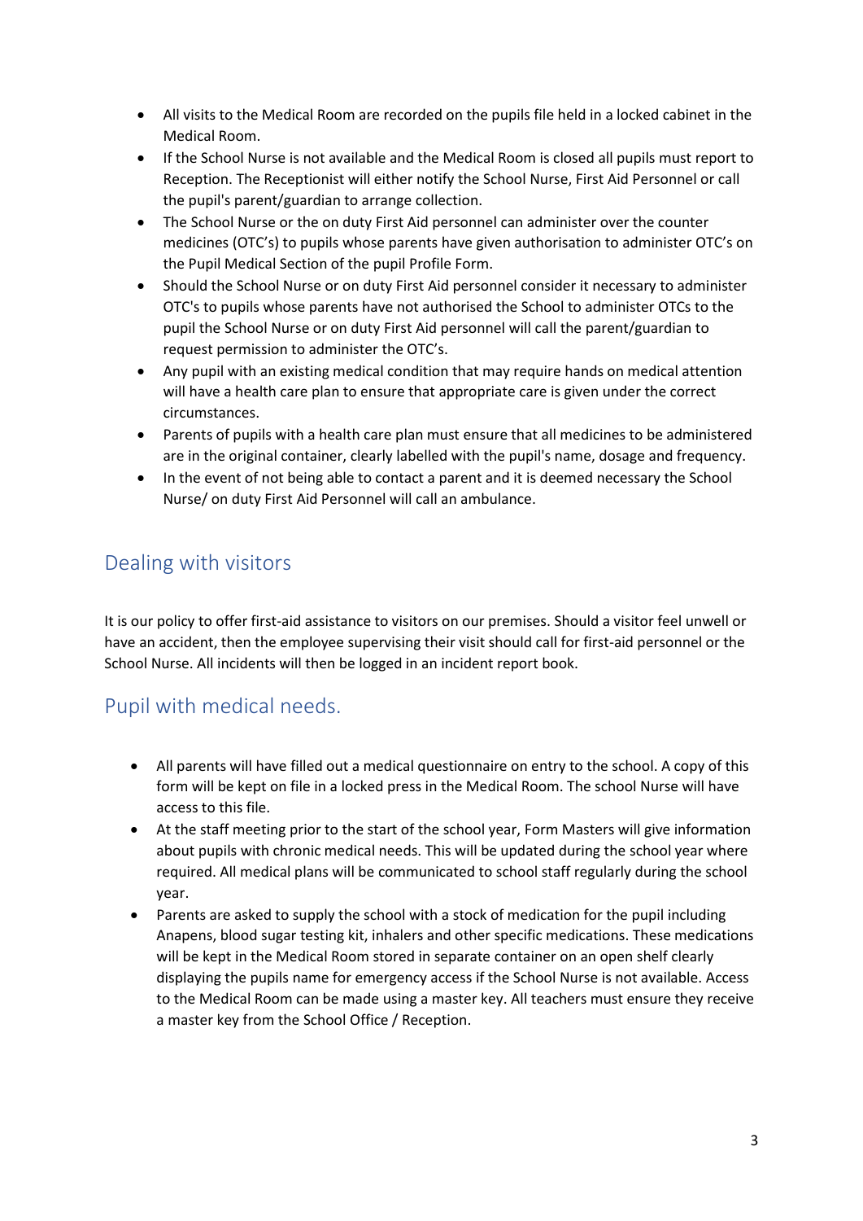- All visits to the Medical Room are recorded on the pupils file held in a locked cabinet in the Medical Room.
- If the School Nurse is not available and the Medical Room is closed all pupils must report to Reception. The Receptionist will either notify the School Nurse, First Aid Personnel or call the pupil's parent/guardian to arrange collection.
- The School Nurse or the on duty First Aid personnel can administer over the counter medicines (OTC's) to pupils whose parents have given authorisation to administer OTC's on the Pupil Medical Section of the pupil Profile Form.
- Should the School Nurse or on duty First Aid personnel consider it necessary to administer OTC's to pupils whose parents have not authorised the School to administer OTCs to the pupil the School Nurse or on duty First Aid personnel will call the parent/guardian to request permission to administer the OTC's.
- Any pupil with an existing medical condition that may require hands on medical attention will have a health care plan to ensure that appropriate care is given under the correct circumstances.
- Parents of pupils with a health care plan must ensure that all medicines to be administered are in the original container, clearly labelled with the pupil's name, dosage and frequency.
- In the event of not being able to contact a parent and it is deemed necessary the School Nurse/ on duty First Aid Personnel will call an ambulance.

## Dealing with visitors

It is our policy to offer first-aid assistance to visitors on our premises. Should a visitor feel unwell or have an accident, then the employee supervising their visit should call for first-aid personnel or the School Nurse. All incidents will then be logged in an incident report book.

## Pupil with medical needs.

- All parents will have filled out a medical questionnaire on entry to the school. A copy of this form will be kept on file in a locked press in the Medical Room. The school Nurse will have access to this file.
- At the staff meeting prior to the start of the school year, Form Masters will give information about pupils with chronic medical needs. This will be updated during the school year where required. All medical plans will be communicated to school staff regularly during the school year.
- Parents are asked to supply the school with a stock of medication for the pupil including Anapens, blood sugar testing kit, inhalers and other specific medications. These medications will be kept in the Medical Room stored in separate container on an open shelf clearly displaying the pupils name for emergency access if the School Nurse is not available. Access to the Medical Room can be made using a master key. All teachers must ensure they receive a master key from the School Office / Reception.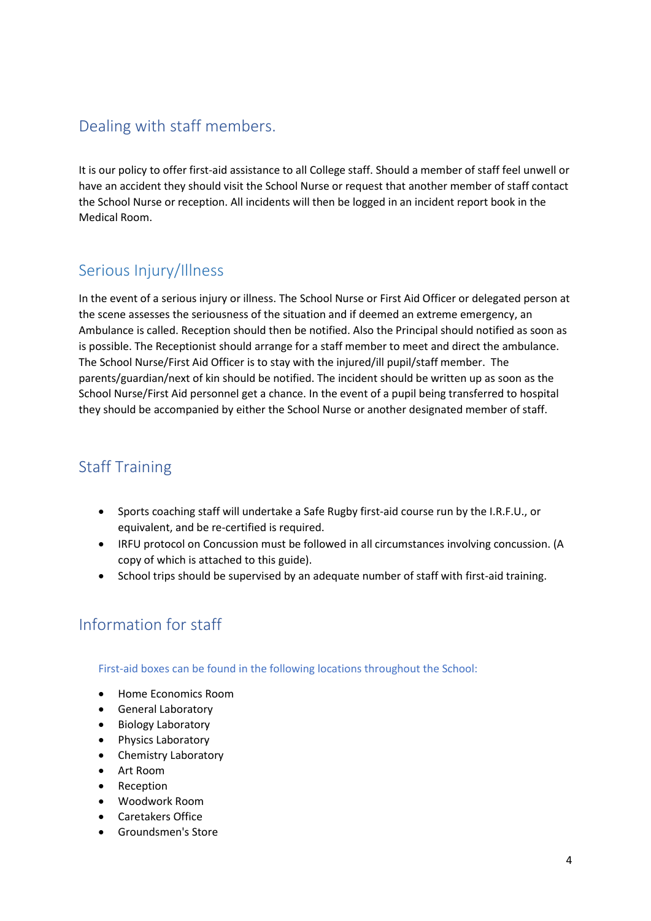## Dealing with staff members.

It is our policy to offer first-aid assistance to all College staff. Should a member of staff feel unwell or have an accident they should visit the School Nurse or request that another member of staff contact the School Nurse or reception. All incidents will then be logged in an incident report book in the Medical Room.

## Serious Injury/Illness

In the event of a serious injury or illness. The School Nurse or First Aid Officer or delegated person at the scene assesses the seriousness of the situation and if deemed an extreme emergency, an Ambulance is called. Reception should then be notified. Also the Principal should notified as soon as is possible. The Receptionist should arrange for a staff member to meet and direct the ambulance. The School Nurse/First Aid Officer is to stay with the injured/ill pupil/staff member. The parents/guardian/next of kin should be notified. The incident should be written up as soon as the School Nurse/First Aid personnel get a chance. In the event of a pupil being transferred to hospital they should be accompanied by either the School Nurse or another designated member of staff.

## Staff Training

- Sports coaching staff will undertake a Safe Rugby first-aid course run by the I.R.F.U., or equivalent, and be re-certified is required.
- IRFU protocol on Concussion must be followed in all circumstances involving concussion. (A copy of which is attached to this guide).
- School trips should be supervised by an adequate number of staff with first-aid training.

## Information for staff

### First-aid boxes can be found in the following locations throughout the School:

- Home Economics Room
- General Laboratory
- Biology Laboratory
- Physics Laboratory
- Chemistry Laboratory
- Art Room
- Reception
- Woodwork Room
- Caretakers Office
- Groundsmen's Store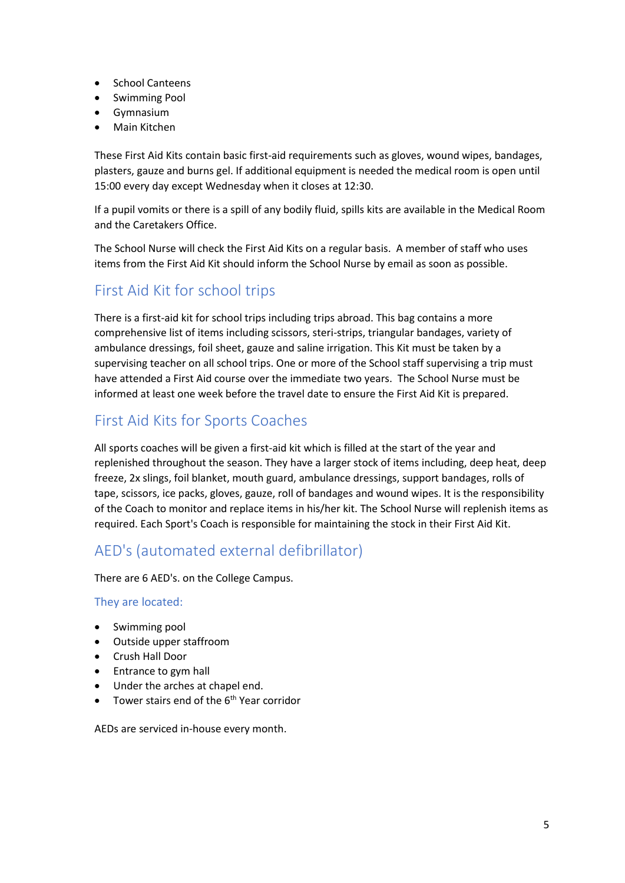- School Canteens
- Swimming Pool
- Gymnasium
- Main Kitchen

These First Aid Kits contain basic first-aid requirements such as gloves, wound wipes, bandages, plasters, gauze and burns gel. If additional equipment is needed the medical room is open until 15:00 every day except Wednesday when it closes at 12:30.

If a pupil vomits or there is a spill of any bodily fluid, spills kits are available in the Medical Room and the Caretakers Office.

The School Nurse will check the First Aid Kits on a regular basis. A member of staff who uses items from the First Aid Kit should inform the School Nurse by email as soon as possible.

## First Aid Kit for school trips

There is a first-aid kit for school trips including trips abroad. This bag contains a more comprehensive list of items including scissors, steri-strips, triangular bandages, variety of ambulance dressings, foil sheet, gauze and saline irrigation. This Kit must be taken by a supervising teacher on all school trips. One or more of the School staff supervising a trip must have attended a First Aid course over the immediate two years. The School Nurse must be informed at least one week before the travel date to ensure the First Aid Kit is prepared.

## First Aid Kits for Sports Coaches

All sports coaches will be given a first-aid kit which is filled at the start of the year and replenished throughout the season. They have a larger stock of items including, deep heat, deep freeze, 2x slings, foil blanket, mouth guard, ambulance dressings, support bandages, rolls of tape, scissors, ice packs, gloves, gauze, roll of bandages and wound wipes. It is the responsibility of the Coach to monitor and replace items in his/her kit. The School Nurse will replenish items as required. Each Sport's Coach is responsible for maintaining the stock in their First Aid Kit.

## AED's (automated external defibrillator)

There are 6 AED's. on the College Campus.

### They are located:

- Swimming pool
- Outside upper staffroom
- Crush Hall Door
- Entrance to gym hall
- Under the arches at chapel end.
- Tower stairs end of the 6th Year corridor

AEDs are serviced in-house every month.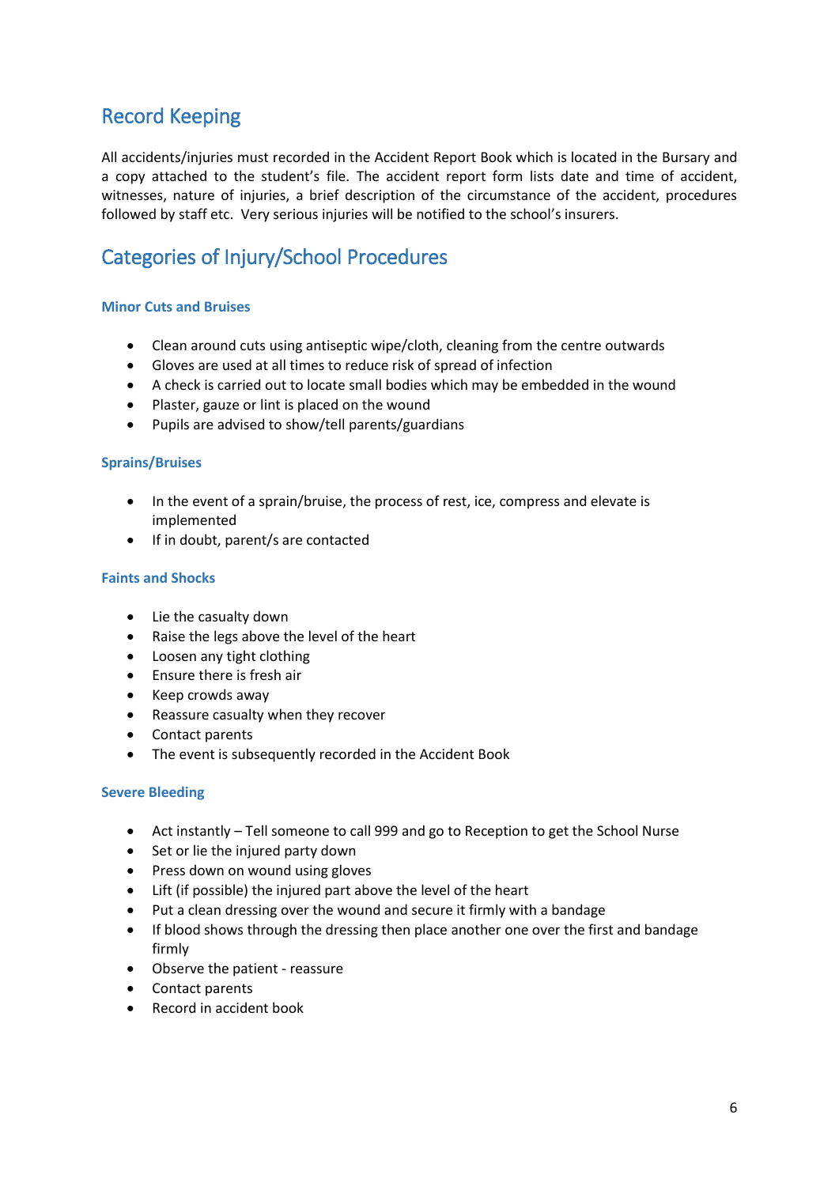## Record Keeping

All accidents/injuries must recorded in the Accident Report Book which is located in the Bursary and a copy attached to the student's file. The accident report form lists date and time of accident, witnesses, nature of injuries, a brief description of the circumstance of the accident, procedures followed by staff etc. Very serious injuries will be notified to the school's insurers.

## Categories of Injury/School Procedures

### Minor Cuts and Bruises

- Clean around cuts using antiseptic wipe/cloth, cleaning from the centre outwards
- Gloves are used at all times to reduce risk of spread of infection
- A check is carried out to locate small bodies which may be embedded in the wound
- Plaster, gauze or lint is placed on the wound
- Pupils are advised to show/tell parents/guardians

### Sprains/Bruises

- In the event of a sprain/bruise, the process of rest, ice, compress and elevate is implemented
- If in doubt, parent/s are contacted

### Faints and Shocks

- Lie the casualty down
- Raise the legs above the level of the heart
- Loosen any tight clothing
- Ensure there is fresh air
- Keep crowds away
- Reassure casualty when they recover
- Contact parents
- The event is subsequently recorded in the Accident Book

### Severe Bleeding

- Act instantly – Tell someone to call 999 and go to Reception to get the School Nurse
- Set or lie the injured party down
- Press down on wound using gloves
- Lift (if possible) the injured part above the level of the heart
- Put a clean dressing over the wound and secure it firmly with a bandage
- If blood shows through the dressing then place another one over the first and bandage firmly
- Observe the patient - reassure
- Contact parents
- Record in accident book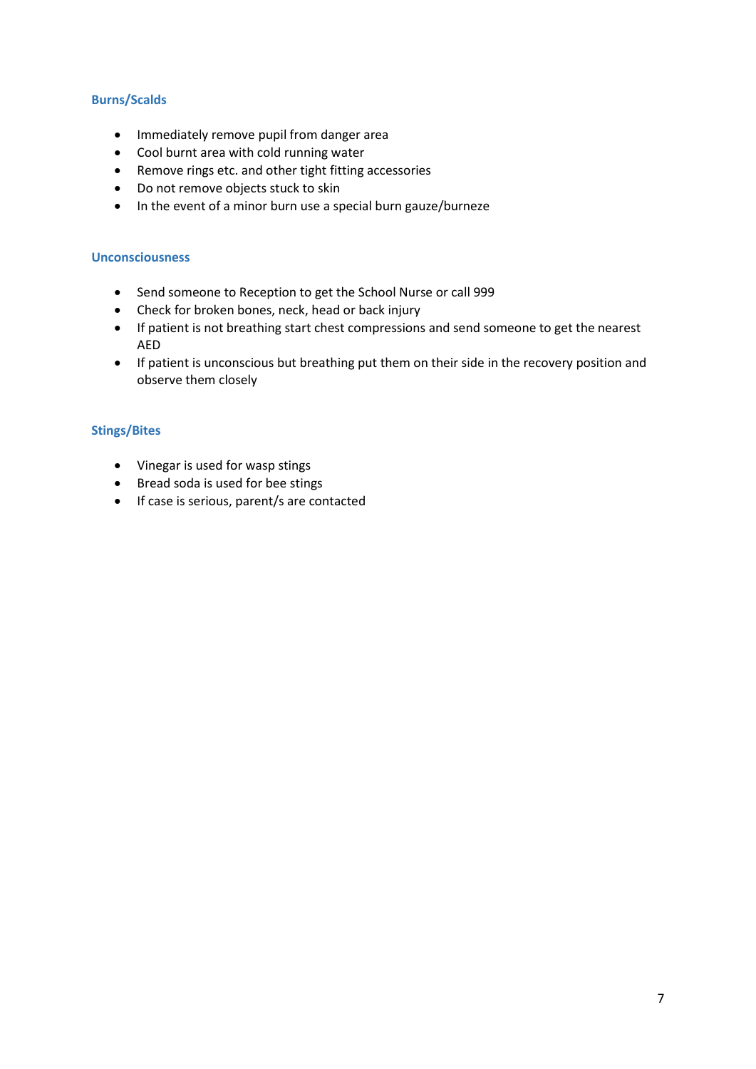### Burns/Scalds

- Immediately remove pupil from danger area
- Cool burnt area with cold running water
- Remove rings etc. and other tight fitting accessories
- Do not remove objects stuck to skin
- In the event of a minor burn use a special burn gauze/burneze

### Unconsciousness

- Send someone to Reception to get the School Nurse or call 999
- Check for broken bones, neck, head or back injury
- If patient is not breathing start chest compressions and send someone to get the nearest AED
- If patient is unconscious but breathing put them on their side in the recovery position and observe them closely

### Stings/Bites

- Vinegar is used for wasp stings
- Bread soda is used for bee stings
- If case is serious, parent/s are contacted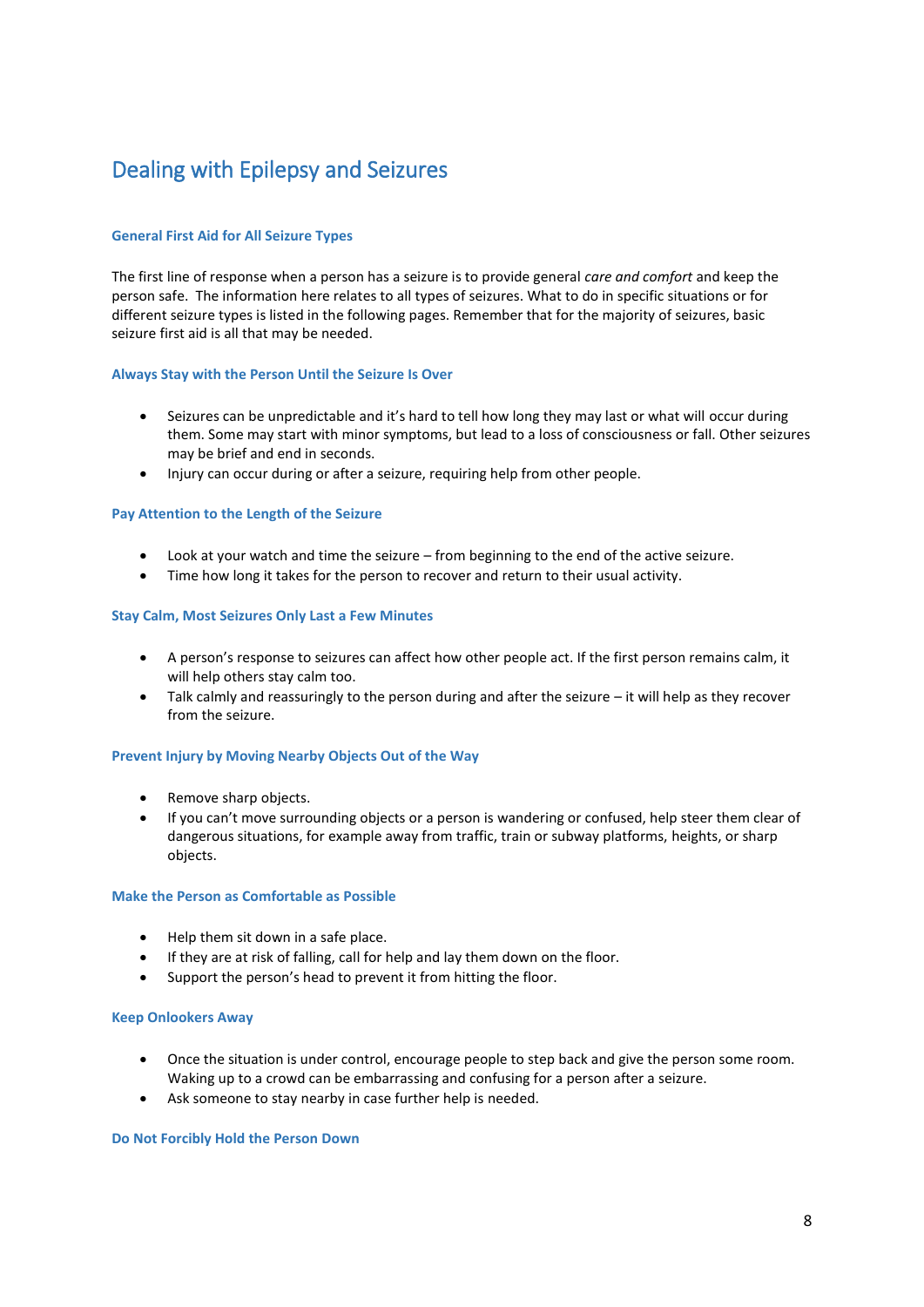# Dealing with Epilepsy and Seizures

### General First Aid for All Seizure Types

The first line of response when a person has a seizure is to provide general *care and comfort* and keep the person safe. The information here relates to all types of seizures. What to do in specific situations or for different seizure types is listed in the following pages. Remember that for the majority of seizures, basic seizure first aid is all that may be needed.

### Always Stay with the Person Until the Seizure Is Over

- Seizures can be unpredictable and it's hard to tell how long they may last or what will occur during them. Some may start with minor symptoms, but lead to a loss of consciousness or fall. Other seizures may be brief and end in seconds.
- Injury can occur during or after a seizure, requiring help from other people.

### Pay Attention to the Length of the Seizure

- Look at your watch and time the seizure – from beginning to the end of the active seizure.
- Time how long it takes for the person to recover and return to their usual activity.

### Stay Calm, Most Seizures Only Last a Few Minutes

- A person's response to seizures can affect how other people act. If the first person remains calm, it will help others stay calm too.
- Talk calmly and reassuringly to the person during and after the seizure – it will help as they recover from the seizure.

### Prevent Injury by Moving Nearby Objects Out of the Way

- Remove sharp objects.
- If you can't move surrounding objects or a person is wandering or confused, help steer them clear of dangerous situations, for example away from traffic, train or subway platforms, heights, or sharp objects.

### Make the Person as Comfortable as Possible

- Help them sit down in a safe place.
- If they are at risk of falling, call for help and lay them down on the floor.
- Support the person's head to prevent it from hitting the floor.

### Keep Onlookers Away

- Once the situation is under control, encourage people to step back and give the person some room. Waking up to a crowd can be embarrassing and confusing for a person after a seizure.
- Ask someone to stay nearby in case further help is needed.

### Do Not Forcibly Hold the Person Down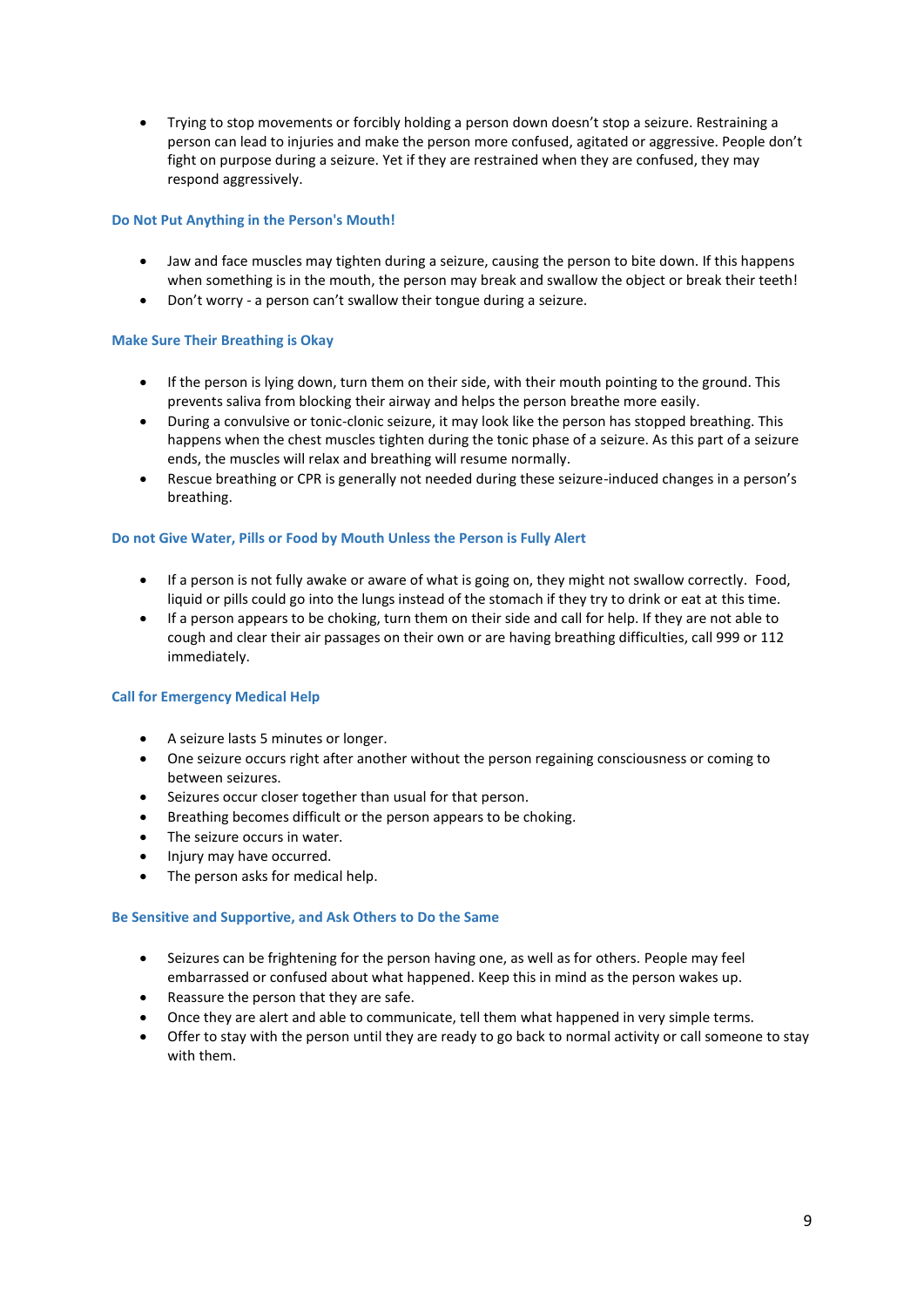- Trying to stop movements or forcibly holding a person down doesn't stop a seizure. Restraining a person can lead to injuries and make the person more confused, agitated or aggressive. People don't fight on purpose during a seizure. Yet if they are restrained when they are confused, they may respond aggressively.

### Do Not Put Anything in the Person's Mouth!

- Jaw and face muscles may tighten during a seizure, causing the person to bite down. If this happens when something is in the mouth, the person may break and swallow the object or break their teeth!
- Don't worry - a person can't swallow their tongue during a seizure.

### Make Sure Their Breathing is Okay

- If the person is lying down, turn them on their side, with their mouth pointing to the ground. This prevents saliva from blocking their airway and helps the person breathe more easily.
- During a convulsive or tonic-clonic seizure, it may look like the person has stopped breathing. This happens when the chest muscles tighten during the tonic phase of a seizure. As this part of a seizure ends, the muscles will relax and breathing will resume normally.
- Rescue breathing or CPR is generally not needed during these seizure-induced changes in a person's breathing.

### Do not Give Water, Pills or Food by Mouth Unless the Person is Fully Alert

- If a person is not fully awake or aware of what is going on, they might not swallow correctly. Food, liquid or pills could go into the lungs instead of the stomach if they try to drink or eat at this time.
- If a person appears to be choking, turn them on their side and call for help. If they are not able to cough and clear their air passages on their own or are having breathing difficulties, call 999 or 112 immediately.

### Call for Emergency Medical Help

- A seizure lasts 5 minutes or longer.
- One seizure occurs right after another without the person regaining consciousness or coming to between seizures.
- Seizures occur closer together than usual for that person.
- Breathing becomes difficult or the person appears to be choking.
- The seizure occurs in water.
- Injury may have occurred.
- The person asks for medical help.

### Be Sensitive and Supportive, and Ask Others to Do the Same

- Seizures can be frightening for the person having one, as well as for others. People may feel embarrassed or confused about what happened. Keep this in mind as the person wakes up.
- Reassure the person that they are safe.
- Once they are alert and able to communicate, tell them what happened in very simple terms.
- Offer to stay with the person until they are ready to go back to normal activity or call someone to stay with them.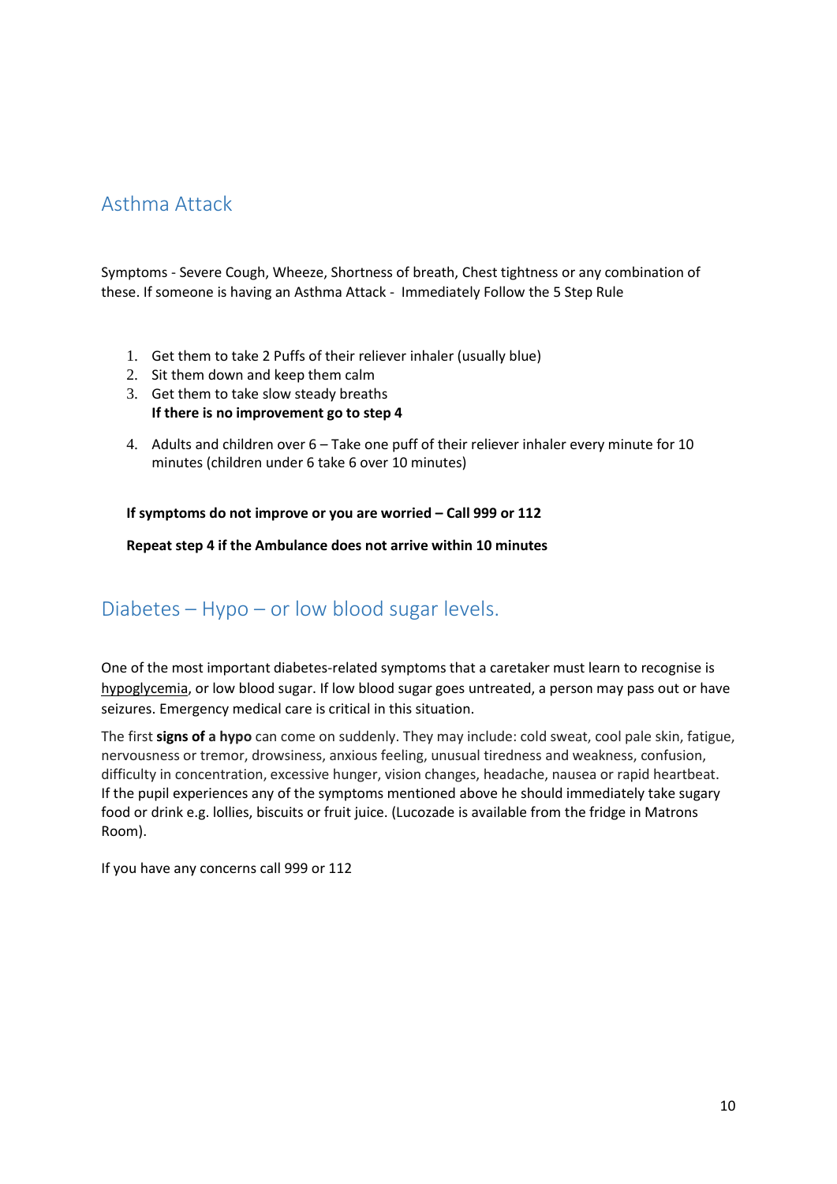## Asthma Attack

Symptoms - Severe Cough, Wheeze, Shortness of breath, Chest tightness or any combination of these. If someone is having an Asthma Attack - Immediately Follow the 5 Step Rule

1. Get them to take 2 Puffs of their reliever inhaler (usually blue)
2. Sit them down and keep them calm
3. Get them to take slow steady breaths
   **If there is no improvement go to step 4**
4. Adults and children over 6 – Take one puff of their reliever inhaler every minute for 10 minutes (children under 6 take 6 over 10 minutes)

**If symptoms do not improve or you are worried – Call 999 or 112**

**Repeat step 4 if the Ambulance does not arrive within 10 minutes**

## Diabetes – Hypo – or low blood sugar levels.

One of the most important diabetes-related symptoms that a caretaker must learn to recognise is hypoglycemia, or low blood sugar. If low blood sugar goes untreated, a person may pass out or have seizures. Emergency medical care is critical in this situation.

The first **signs of a hypo** can come on suddenly. They may include: cold sweat, cool pale skin, fatigue, nervousness or tremor, drowsiness, anxious feeling, unusual tiredness and weakness, confusion, difficulty in concentration, excessive hunger, vision changes, headache, nausea or rapid heartbeat. If the pupil experiences any of the symptoms mentioned above he should immediately take sugary food or drink e.g. lollies, biscuits or fruit juice. (Lucozade is available from the fridge in Matrons Room).

If you have any concerns call 999 or 112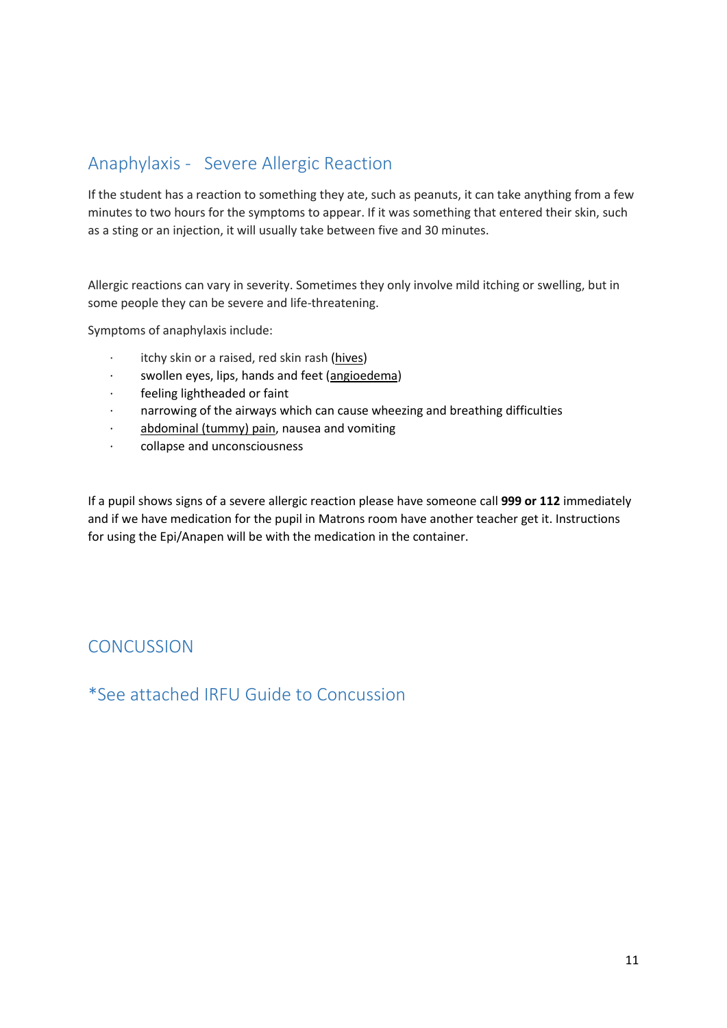## Anaphylaxis - Severe Allergic Reaction

If the student has a reaction to something they ate, such as peanuts, it can take anything from a few minutes to two hours for the symptoms to appear. If it was something that entered their skin, such as a sting or an injection, it will usually take between five and 30 minutes.

Allergic reactions can vary in severity. Sometimes they only involve mild itching or swelling, but in some people they can be severe and life-threatening.

Symptoms of anaphylaxis include:

- itchy skin or a raised, red skin rash (hives)
- swollen eyes, lips, hands and feet (angioedema)
- feeling lightheaded or faint
- narrowing of the airways which can cause wheezing and breathing difficulties
- abdominal (tummy) pain, nausea and vomiting
- collapse and unconsciousness

If a pupil shows signs of a severe allergic reaction please have someone call **999 or 112** immediately and if we have medication for the pupil in Matrons room have another teacher get it. Instructions for using the Epi/Anapen will be with the medication in the container.

## CONCUSSION

## *See attached IRFU Guide to Concussion